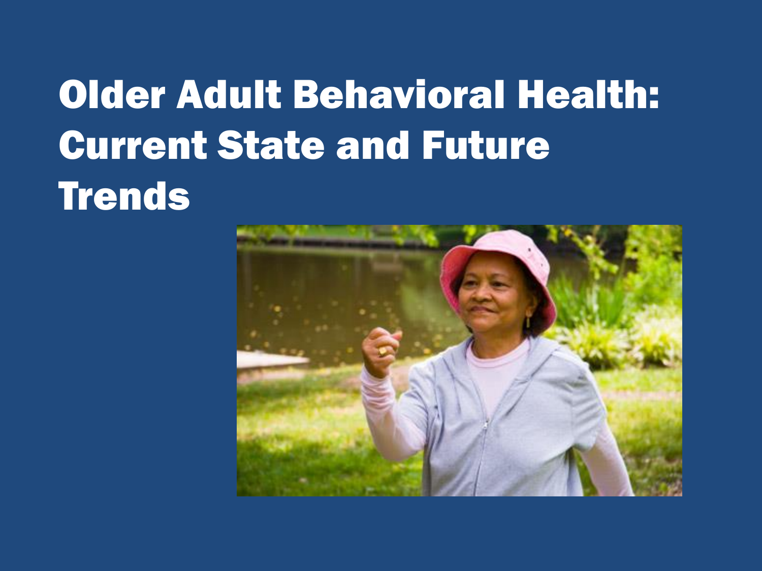# Older Adult Behavioral Health: Current State and Future Trends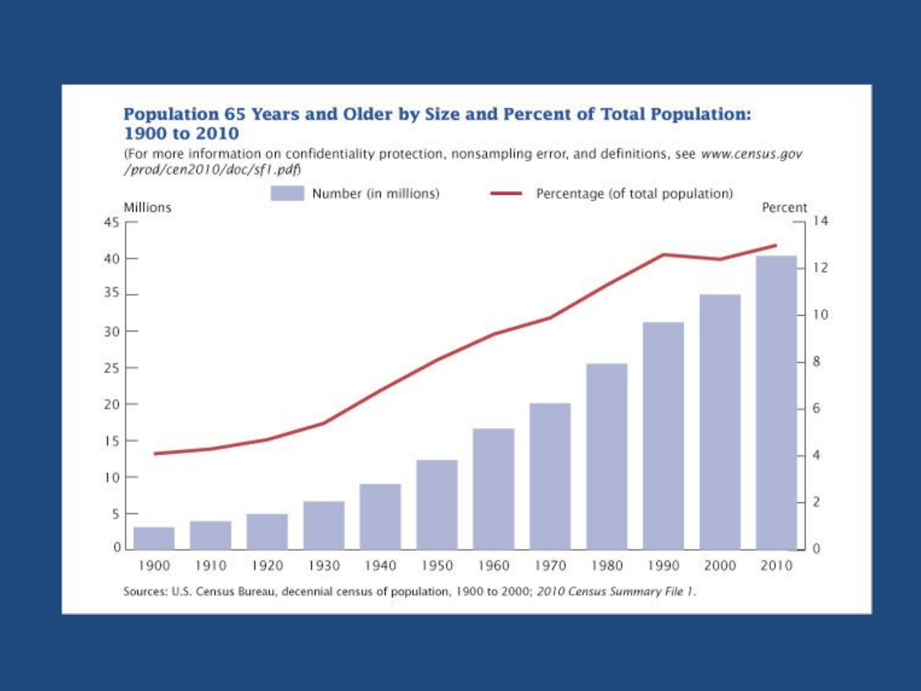## Population 65 Years and Older by Size and Percent of Total Population: 1900 to 2010

(For more information on confidentiality protection, nonsampling error, and definitions, see *www.census.gov/prod/cen2010/doc/sf1.pdf*)

Number (in millions) — Percentage (of total population)

Millions | Percent

Sources: U.S. Census Bureau, decennial census of population, 1900 to 2000; *2010 Census Summary File 1*.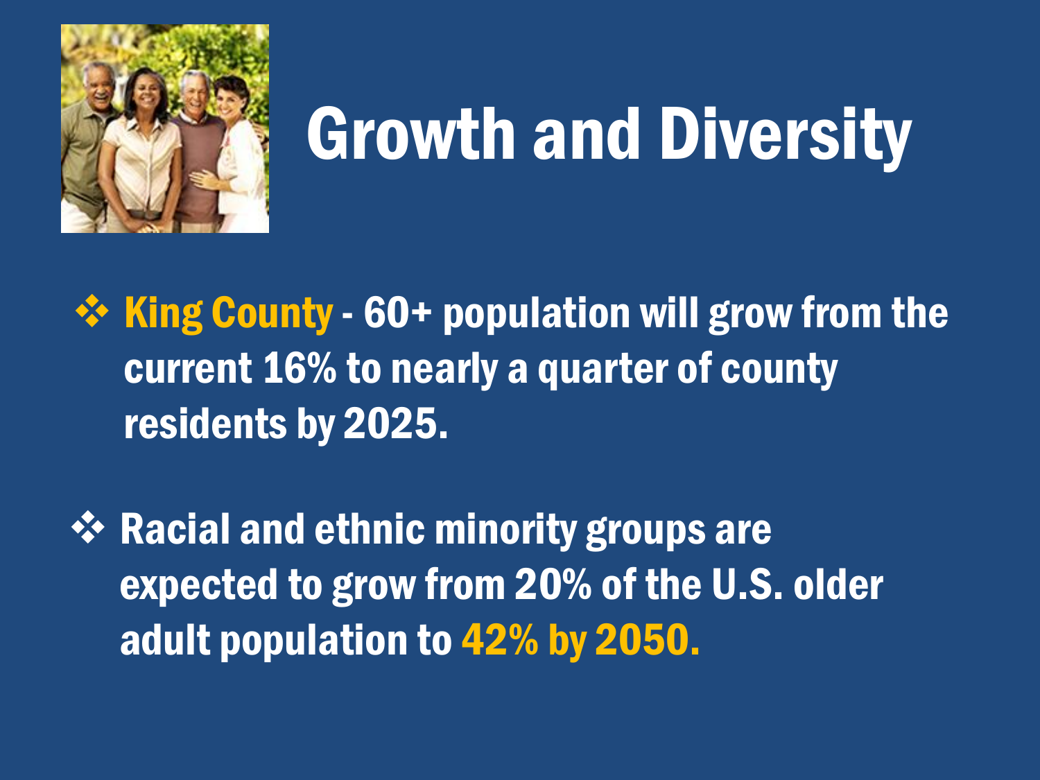# Growth and Diversity

- King County - 60+ population will grow from the current 16% to nearly a quarter of county residents by 2025.

- Racial and ethnic minority groups are expected to grow from 20% of the U.S. older adult population to 42% by 2050.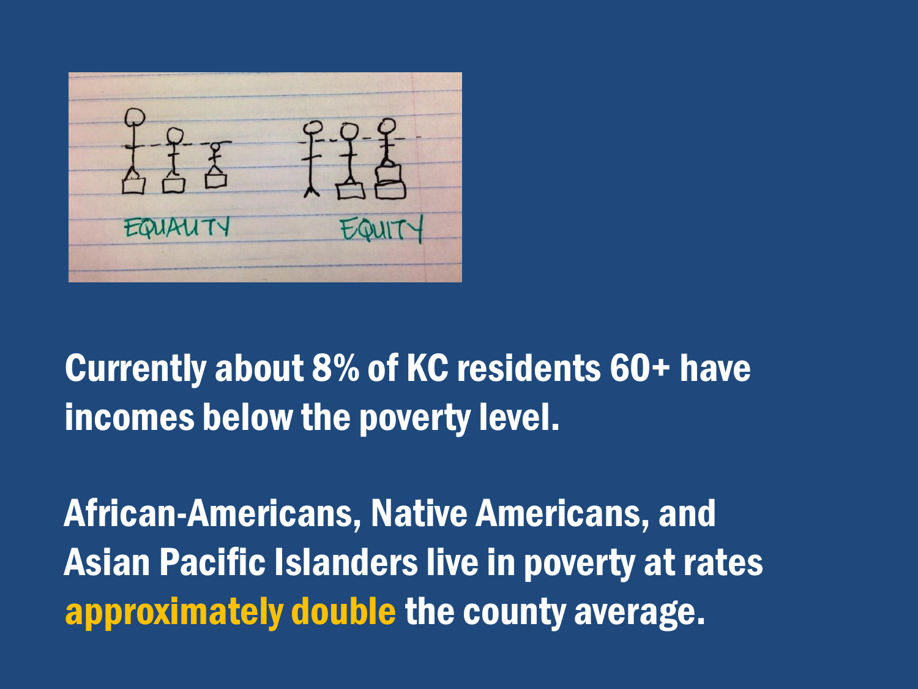Currently about 8% of KC residents 60+ have incomes below the poverty level.

African-Americans, Native Americans, and Asian Pacific Islanders live in poverty at rates approximately double the county average.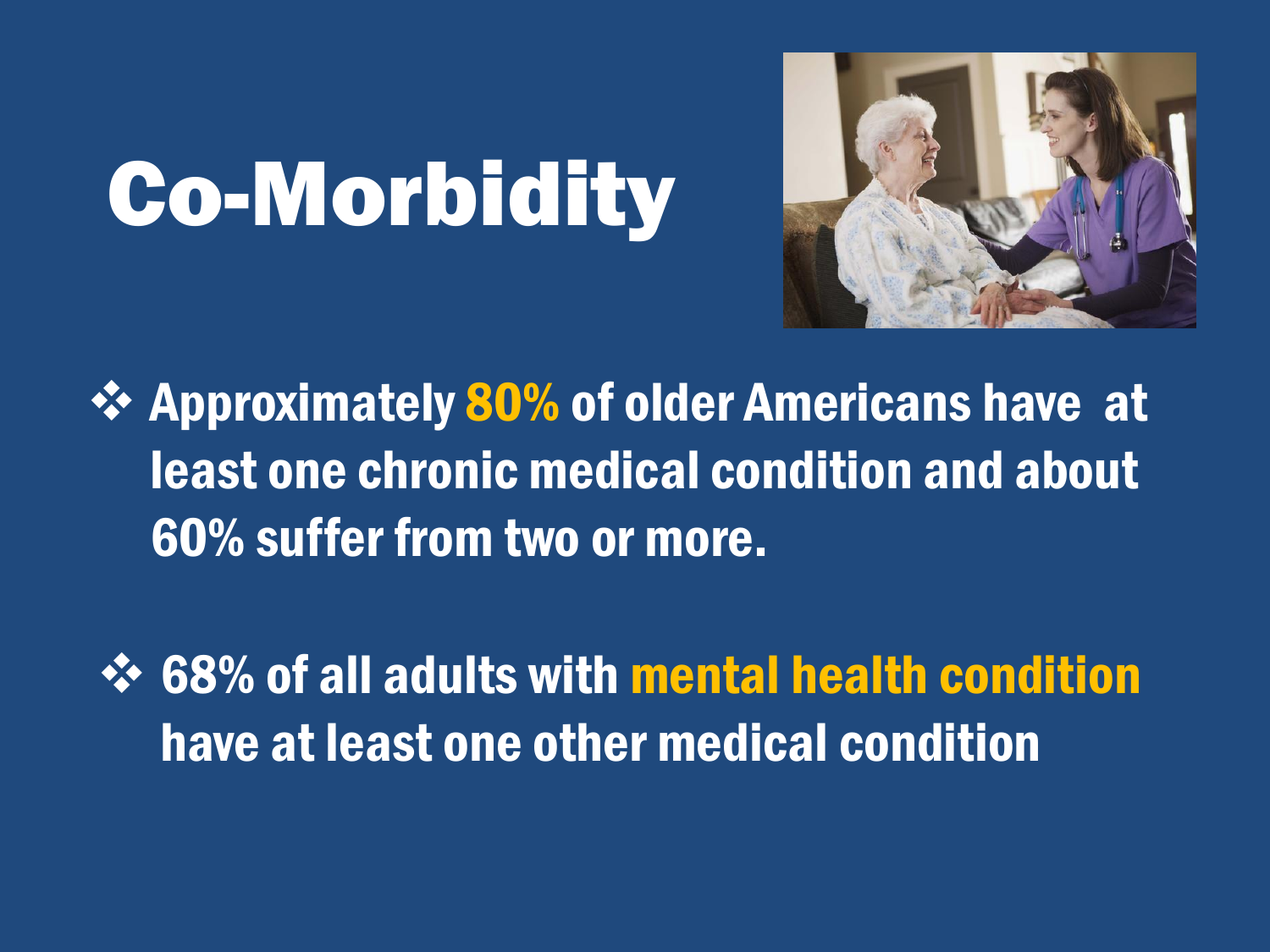# Co-Morbidity

- Approximately **80%** of older Americans have at least one chronic medical condition and about 60% suffer from two or more.

- 68% of all adults with **mental health condition** have at least one other medical condition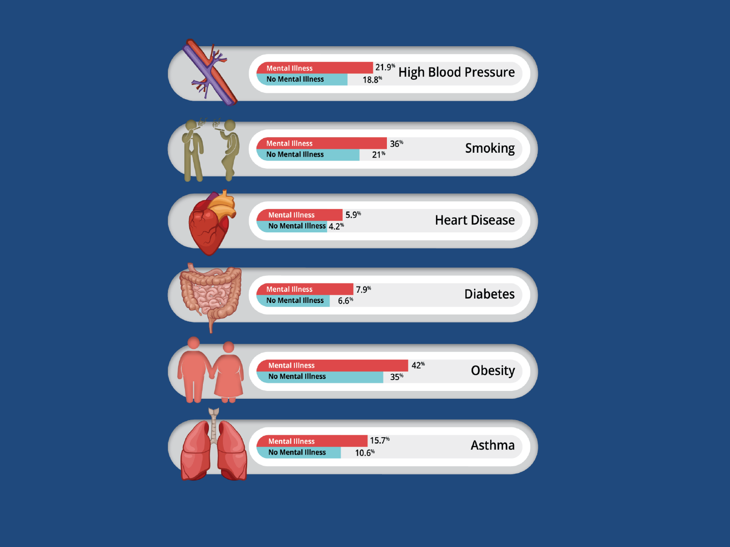| Condition | Mental Illness | No Mental Illness |
|---|---|---|
| High Blood Pressure | 21.9% | 18.8% |
| Smoking | 36% | 21% |
| Heart Disease | 5.9% | 4.2% |
| Diabetes | 7.9% | 6.6% |
| Obesity | 42% | 35% |
| Asthma | 15.7% | 10.6% |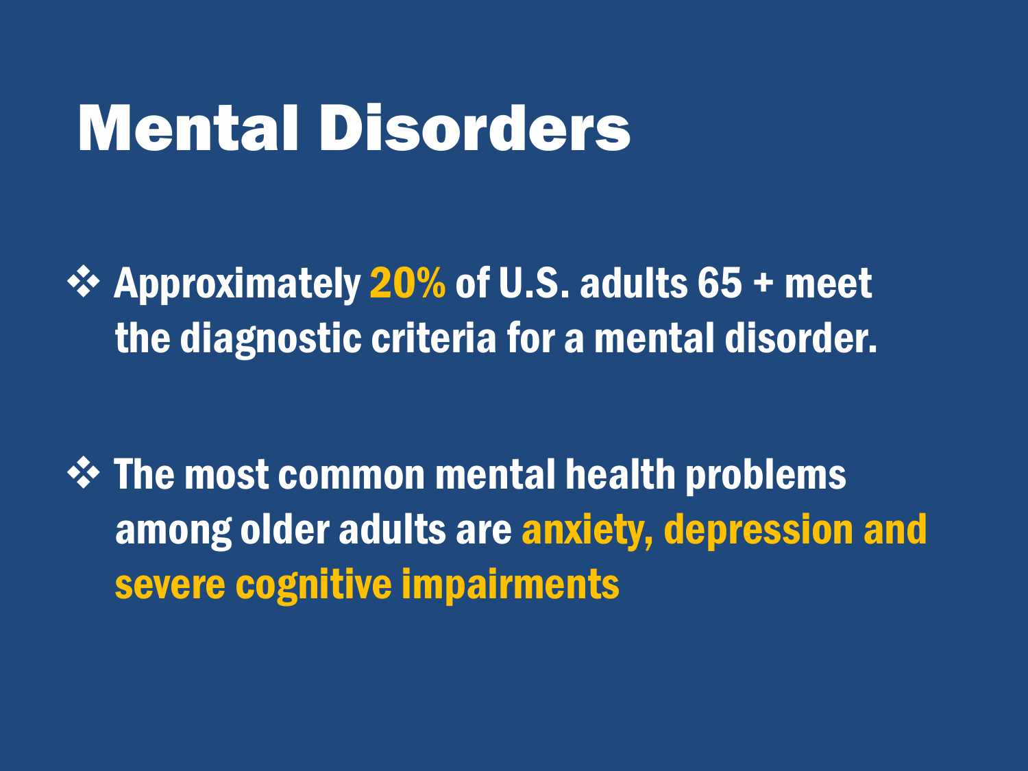# Mental Disorders

- Approximately 20% of U.S. adults 65 + meet the diagnostic criteria for a mental disorder.

- The most common mental health problems among older adults are anxiety, depression and severe cognitive impairments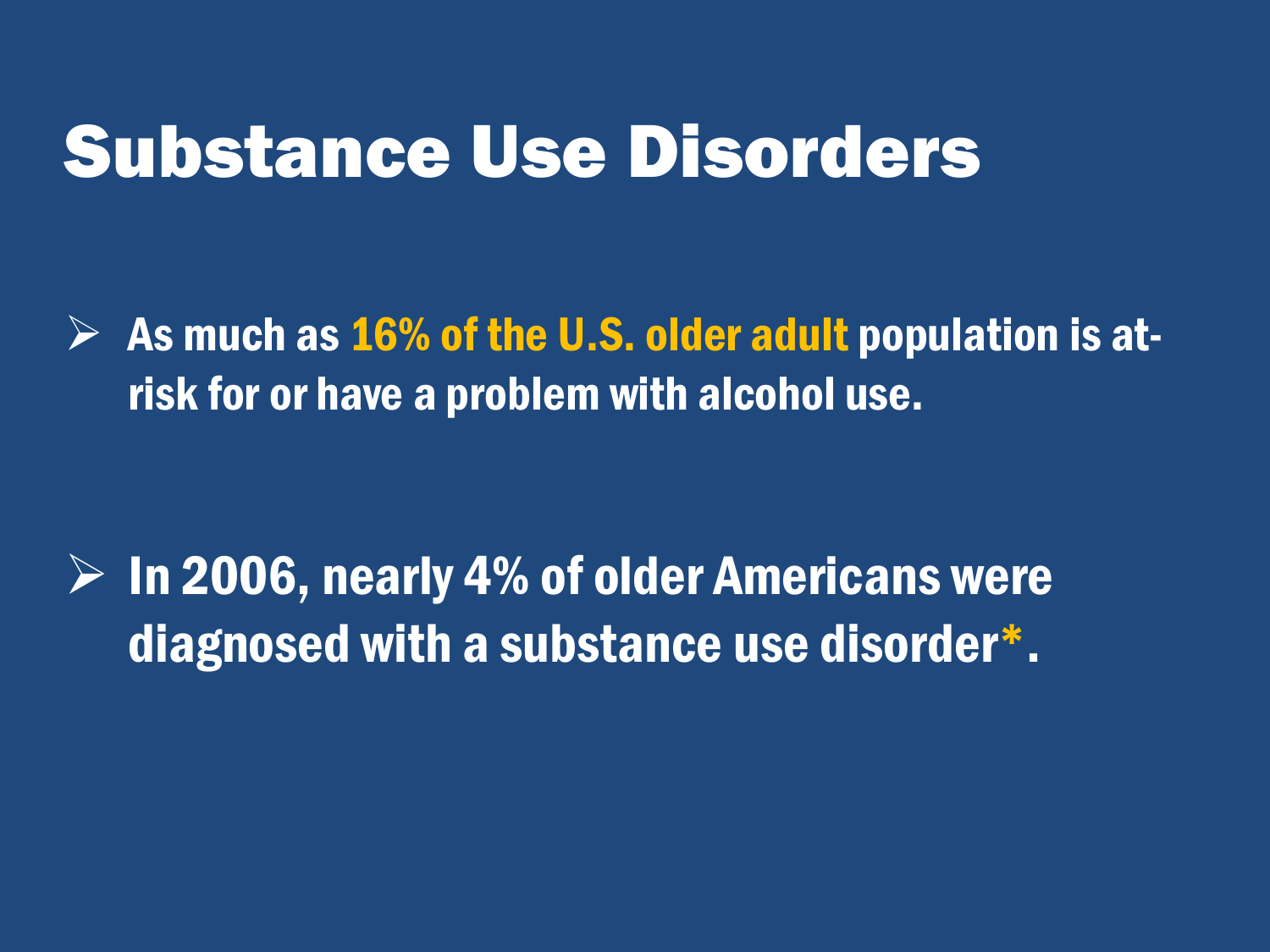# Substance Use Disorders

- As much as 16% of the U.S. older adult population is at-risk for or have a problem with alcohol use.

- In 2006, nearly 4% of older Americans were diagnosed with a substance use disorder*.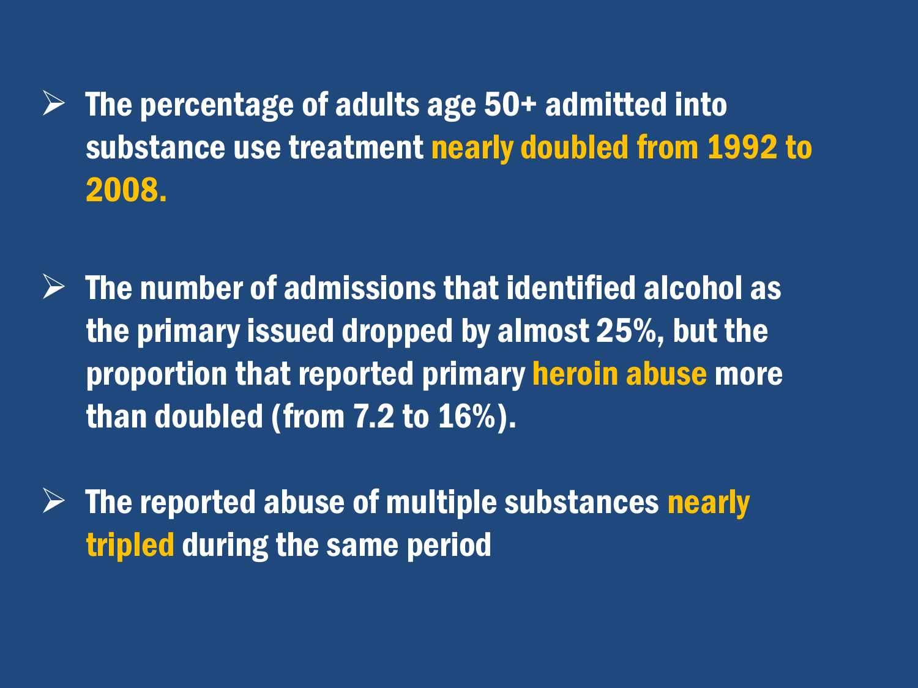- The percentage of adults age 50+ admitted into substance use treatment **nearly doubled from 1992 to 2008.**

- The number of admissions that identified alcohol as the primary issued dropped by almost 25%, but the proportion that reported primary **heroin abuse** more than doubled (from 7.2 to 16%).

- The reported abuse of multiple substances **nearly tripled** during the same period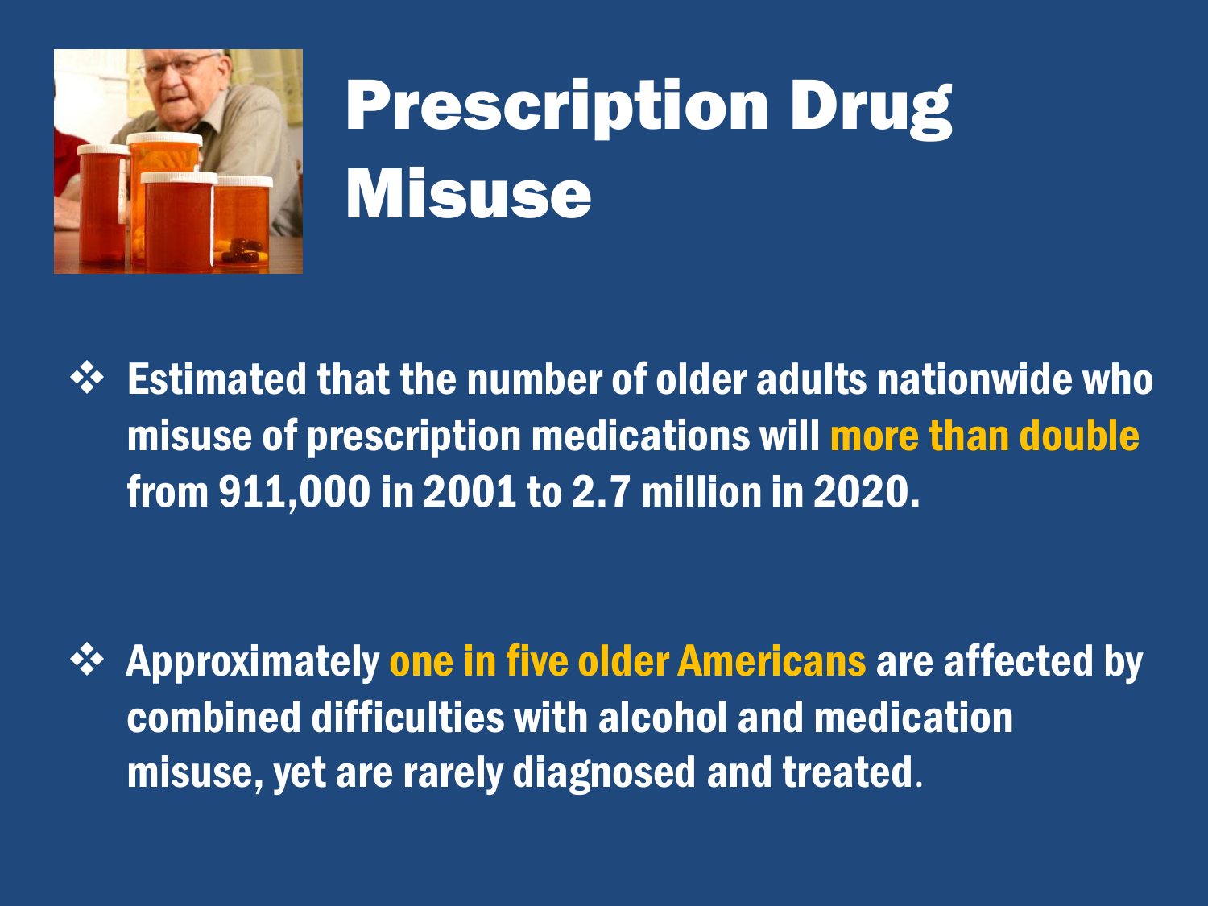# Prescription Drug Misuse

- Estimated that the number of older adults nationwide who misuse of prescription medications will more than double from 911,000 in 2001 to 2.7 million in 2020.

- Approximately one in five older Americans are affected by combined difficulties with alcohol and medication misuse, yet are rarely diagnosed and treated.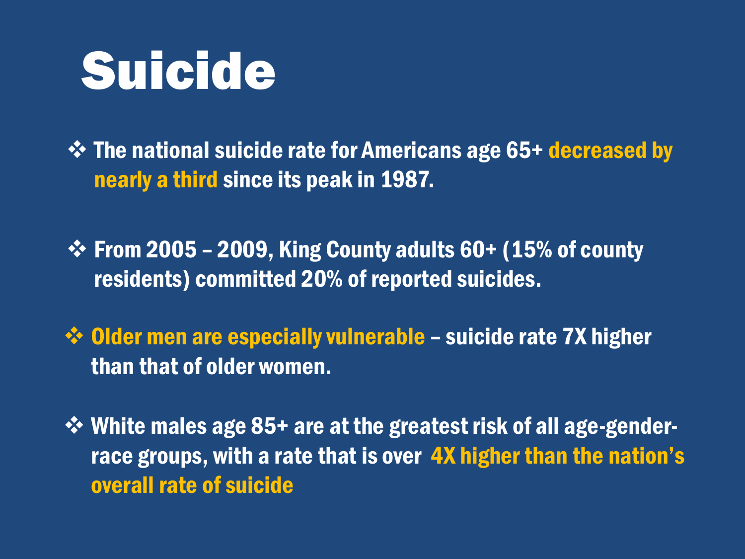# Suicide

- The national suicide rate for Americans age 65+ **decreased by nearly a third** since its peak in 1987.
- From 2005 – 2009, King County adults 60+ (15% of county residents) committed 20% of reported suicides.
- **Older men are especially vulnerable** – suicide rate 7X higher than that of older women.
- White males age 85+ are at the greatest risk of all age-gender-race groups, with a rate that is over **4X higher than the nation's overall rate of suicide**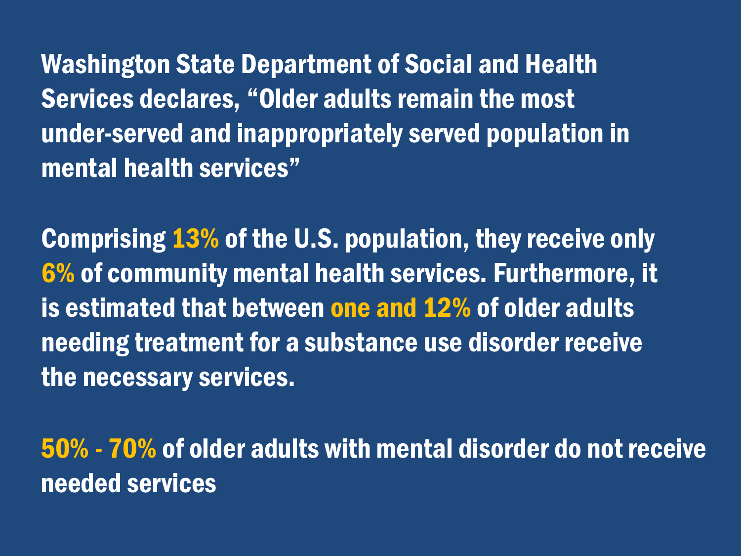Washington State Department of Social and Health Services declares, "Older adults remain the most under-served and inappropriately served population in mental health services"

Comprising 13% of the U.S. population, they receive only 6% of community mental health services. Furthermore, it is estimated that between one and 12% of older adults needing treatment for a substance use disorder receive the necessary services.

50% - 70% of older adults with mental disorder do not receive needed services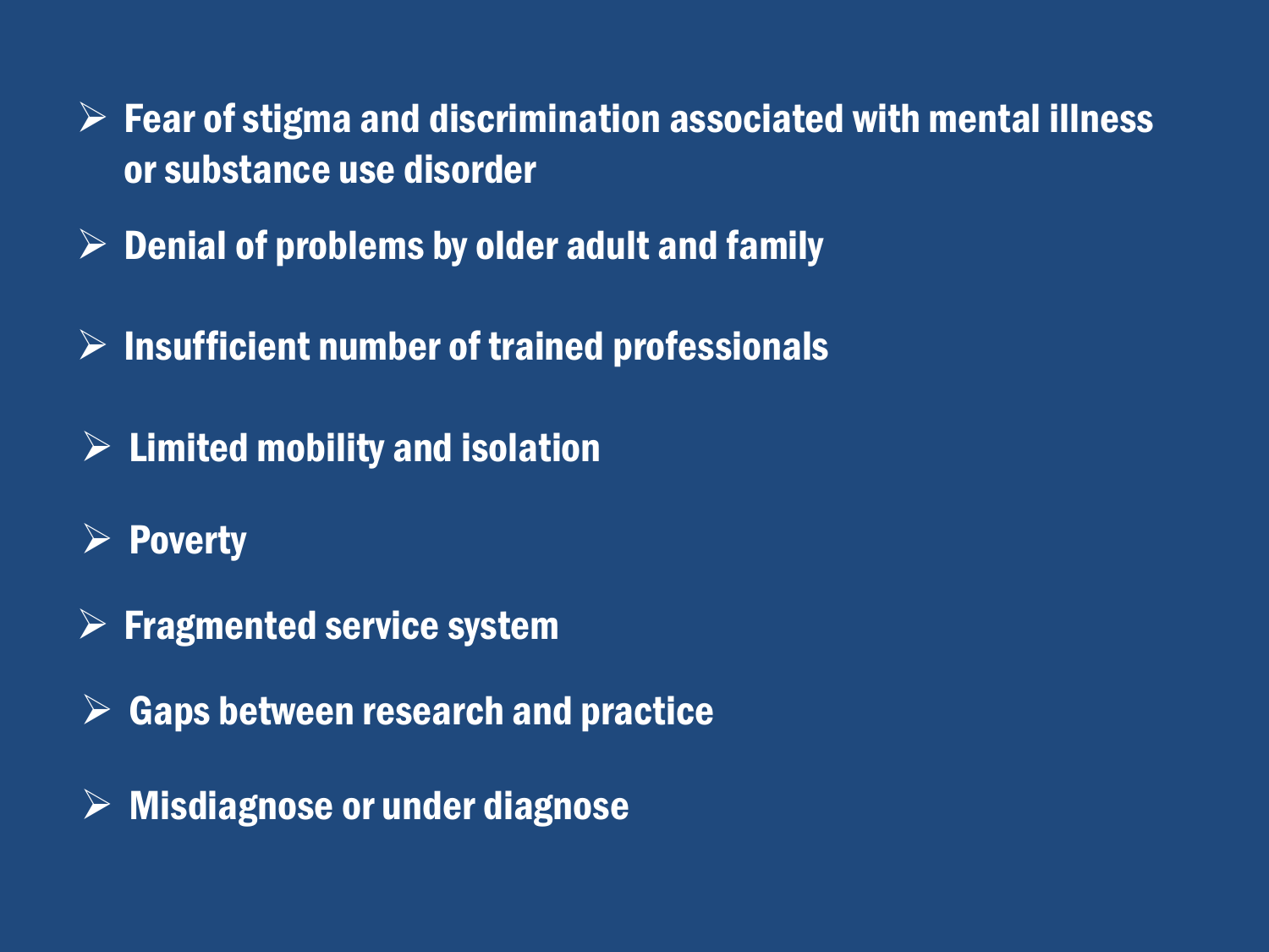- Fear of stigma and discrimination associated with mental illness or substance use disorder
- Denial of problems by older adult and family
- Insufficient number of trained professionals
- Limited mobility and isolation
- Poverty
- Fragmented service system
- Gaps between research and practice
- Misdiagnose or under diagnose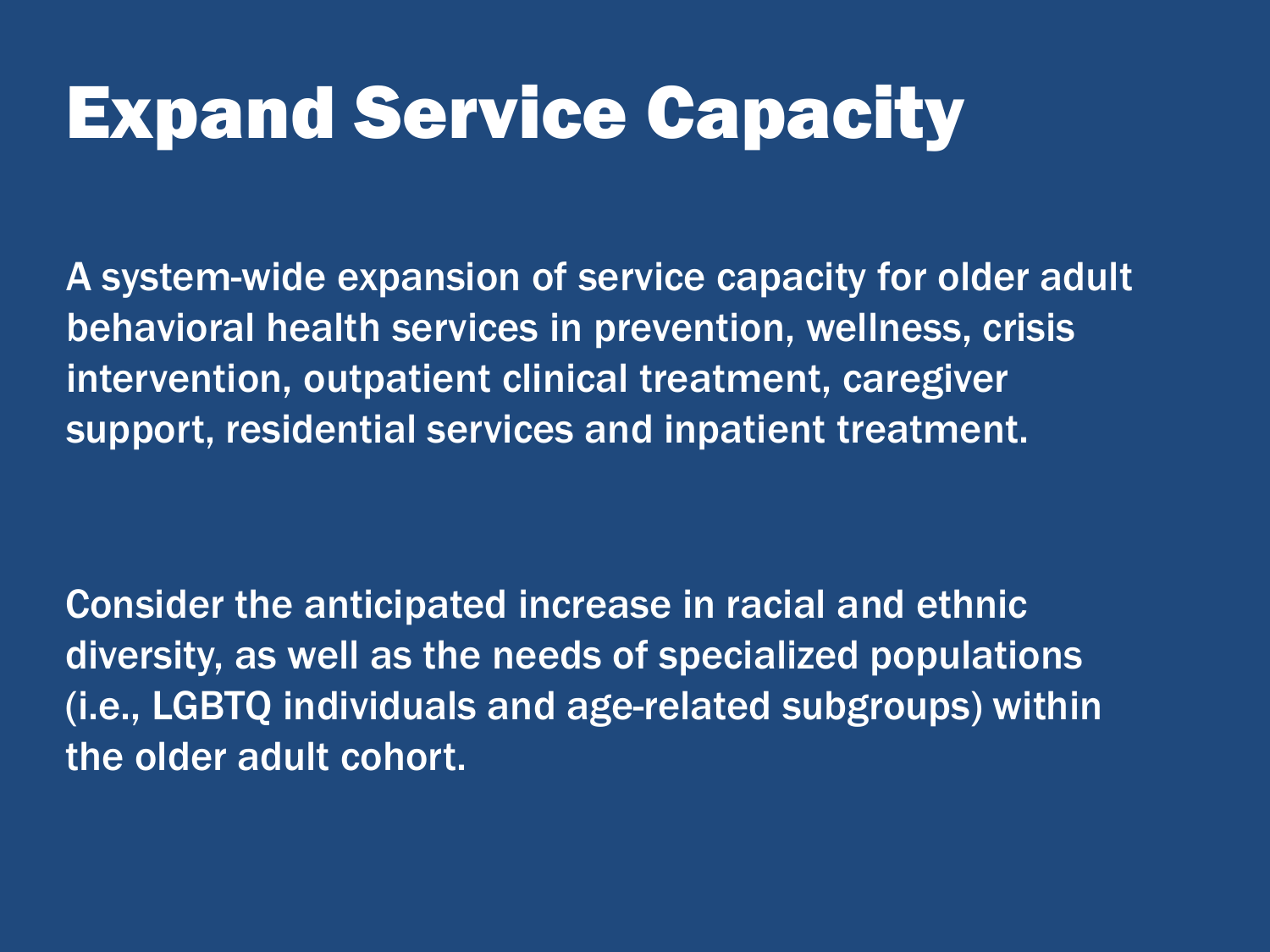# Expand Service Capacity

A system-wide expansion of service capacity for older adult behavioral health services in prevention, wellness, crisis intervention, outpatient clinical treatment, caregiver support, residential services and inpatient treatment.

Consider the anticipated increase in racial and ethnic diversity, as well as the needs of specialized populations (i.e., LGBTQ individuals and age-related subgroups) within the older adult cohort.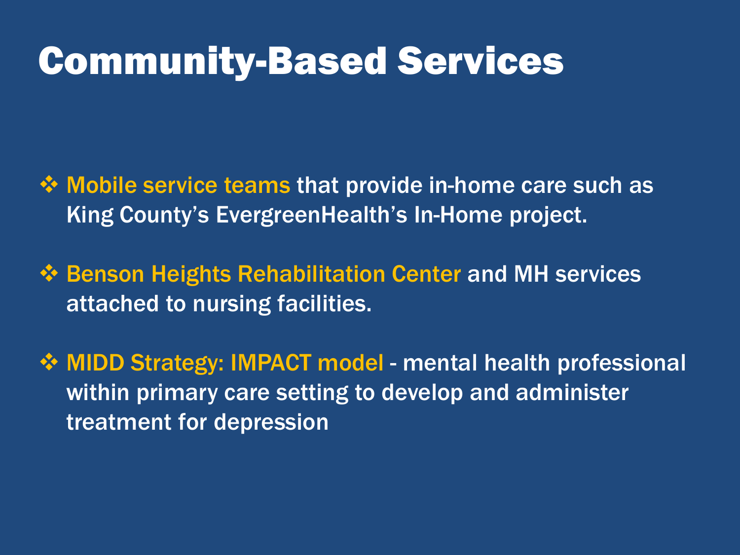# Community-Based Services

- **Mobile service teams** that provide in-home care such as King County's EvergreenHealth's In-Home project.
- **Benson Heights Rehabilitation Center** and MH services attached to nursing facilities.
- **MIDD Strategy: IMPACT model** - mental health professional within primary care setting to develop and administer treatment for depression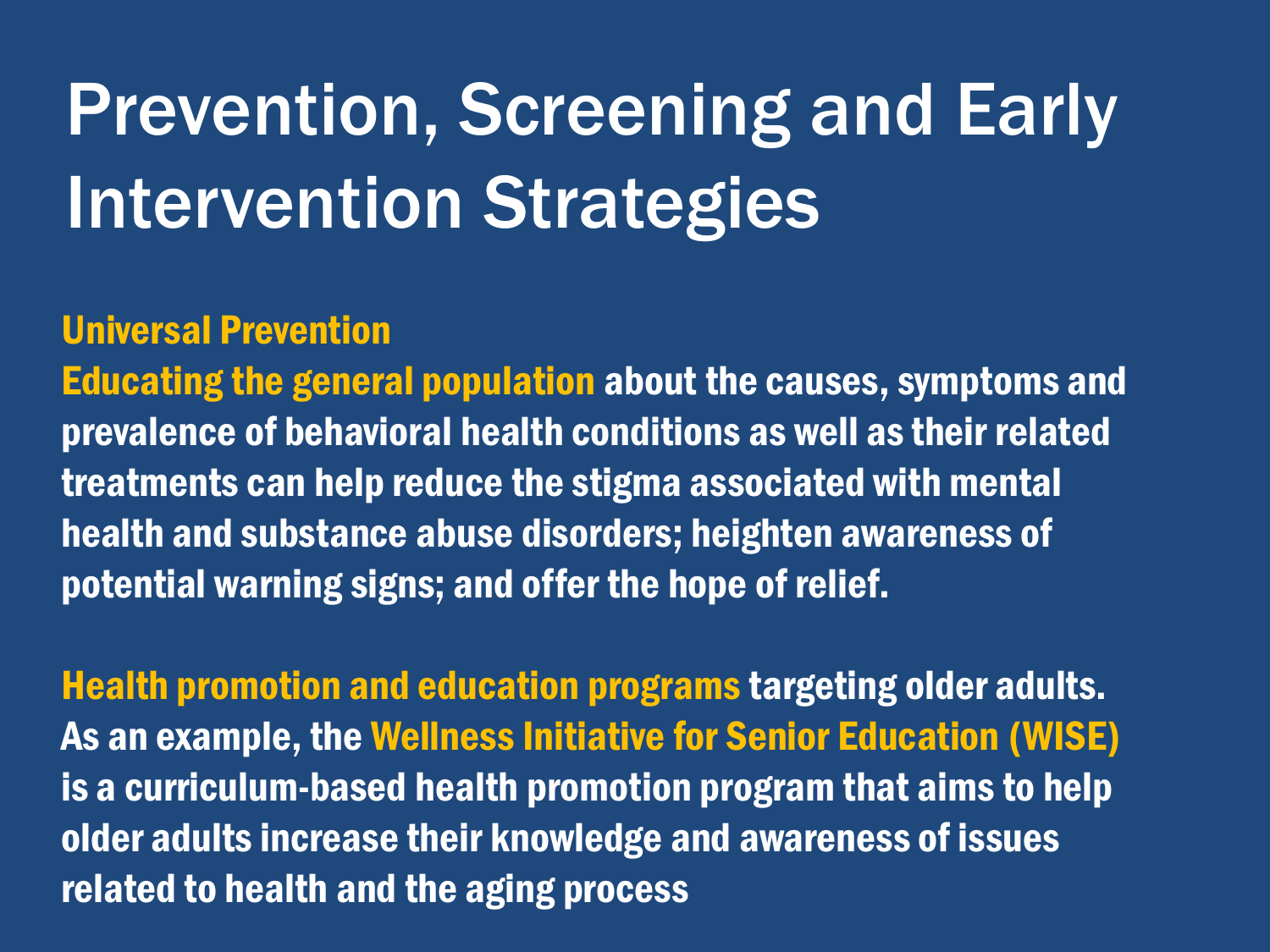# Prevention, Screening and Early Intervention Strategies

## Universal Prevention

**Educating the general population** about the causes, symptoms and prevalence of behavioral health conditions as well as their related treatments can help reduce the stigma associated with mental health and substance abuse disorders; heighten awareness of potential warning signs; and offer the hope of relief.

**Health promotion and education programs** targeting older adults. As an example, the **Wellness Initiative for Senior Education (WISE)** is a curriculum-based health promotion program that aims to help older adults increase their knowledge and awareness of issues related to health and the aging process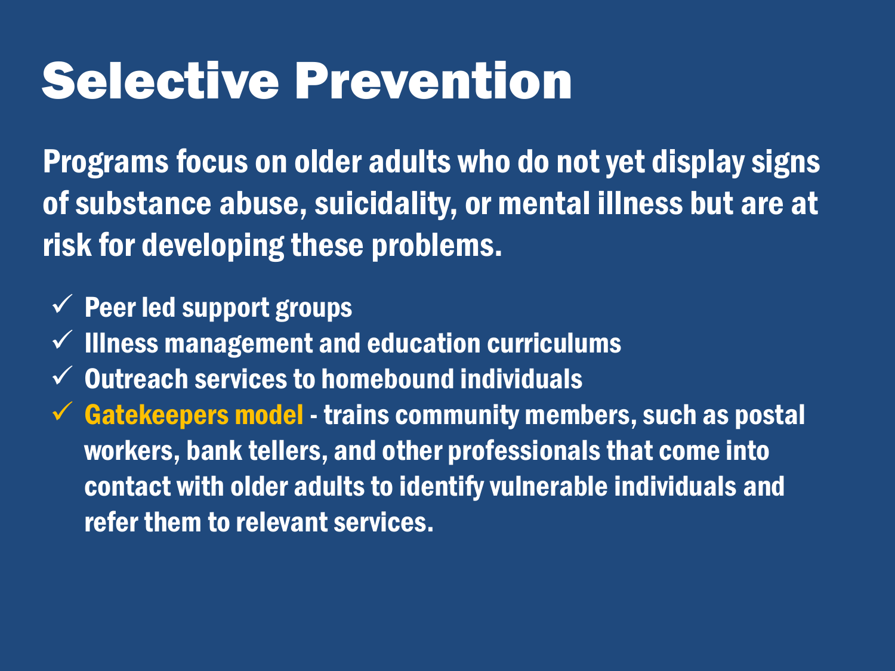# Selective Prevention

**Programs focus on older adults who do not yet display signs of substance abuse, suicidality, or mental illness but are at risk for developing these problems.**

- ✓ Peer led support groups
- ✓ Illness management and education curriculums
- ✓ Outreach services to homebound individuals
- ✓ **Gatekeepers model** - trains community members, such as postal workers, bank tellers, and other professionals that come into contact with older adults to identify vulnerable individuals and refer them to relevant services.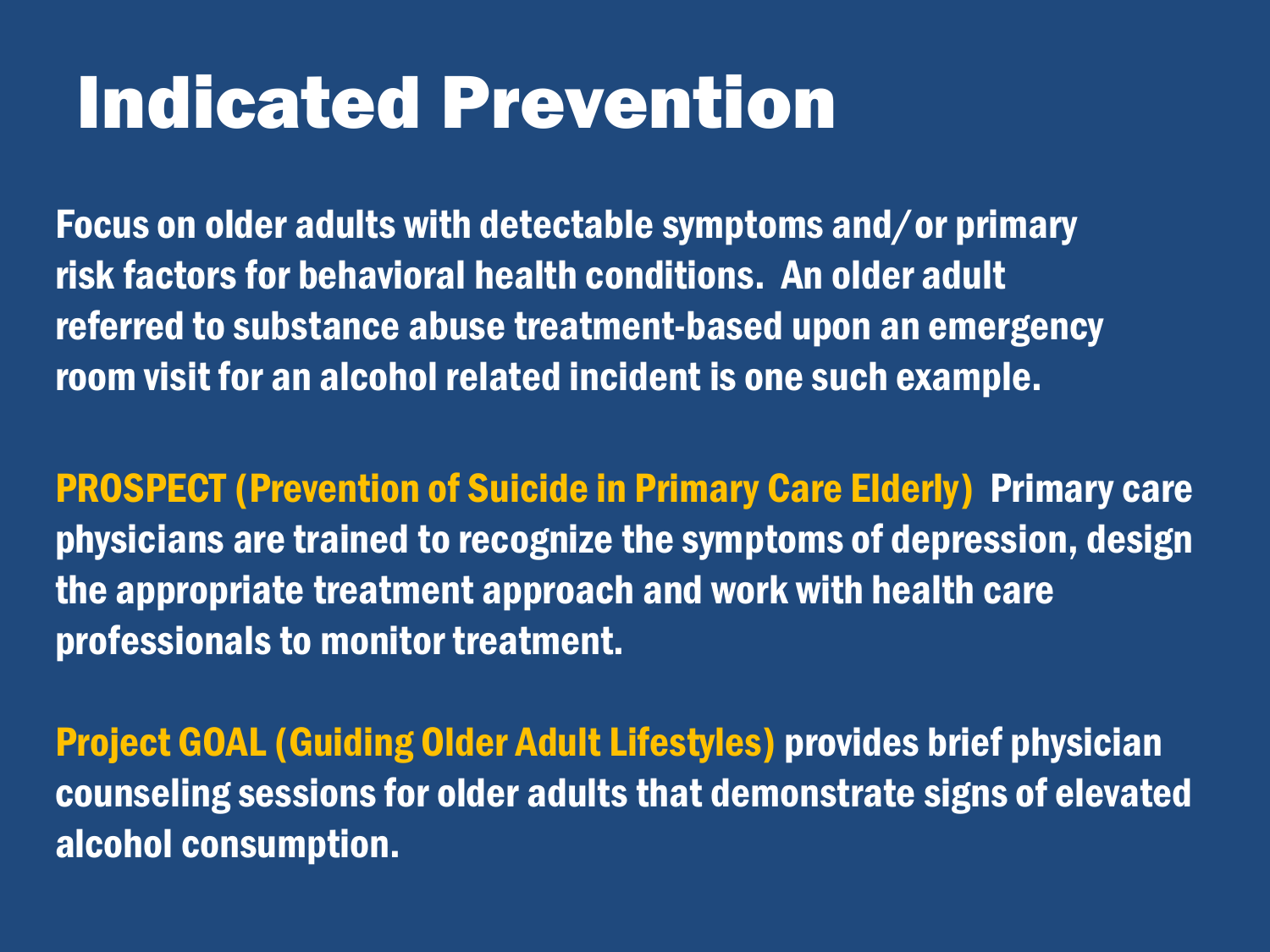# Indicated Prevention

**Focus on older adults with detectable symptoms and/or primary risk factors for behavioral health conditions. An older adult referred to substance abuse treatment-based upon an emergency room visit for an alcohol related incident is one such example.**

**PROSPECT (Prevention of Suicide in Primary Care Elderly)** **Primary care physicians are trained to recognize the symptoms of depression, design the appropriate treatment approach and work with health care professionals to monitor treatment.**

**Project GOAL (Guiding Older Adult Lifestyles)** **provides brief physician counseling sessions for older adults that demonstrate signs of elevated alcohol consumption.**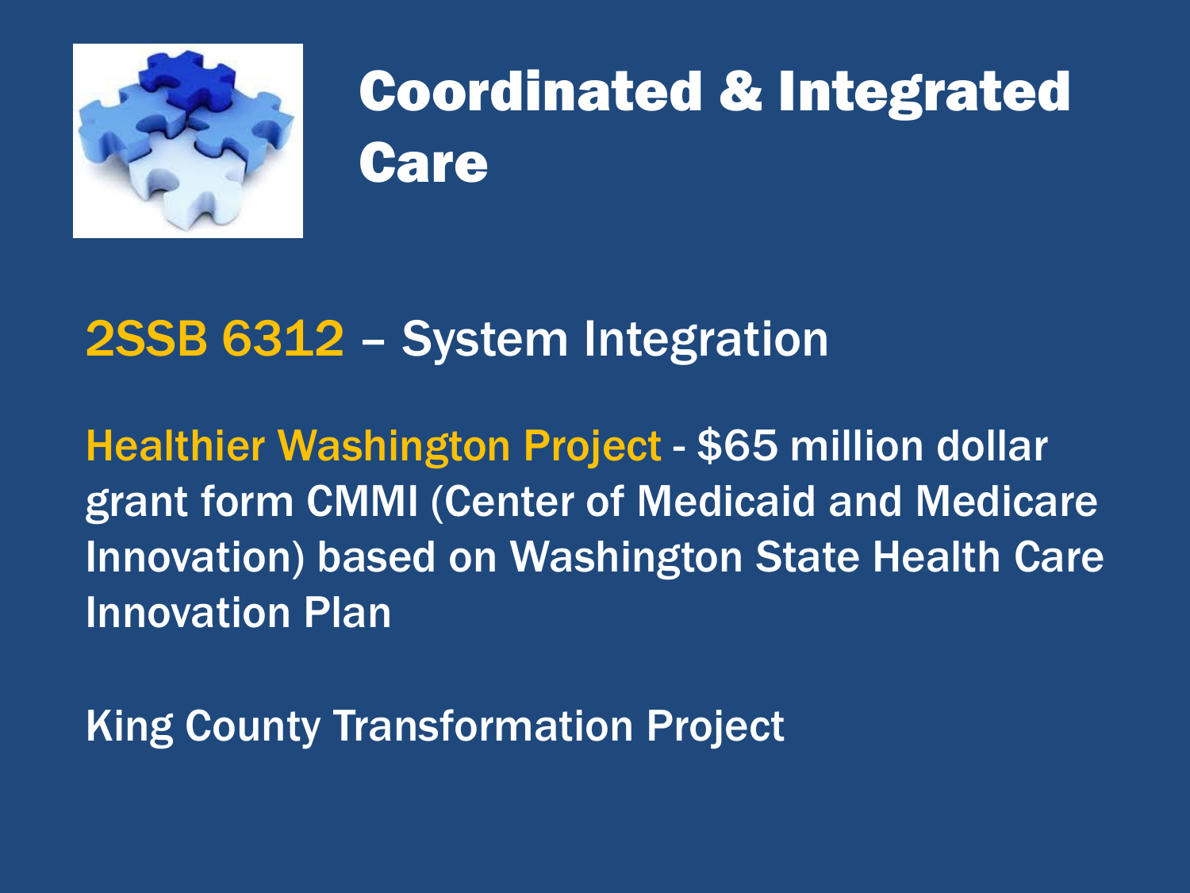# Coordinated & Integrated Care

2SSB 6312 – System Integration

Healthier Washington Project - $65 million dollar grant form CMMI (Center of Medicaid and Medicare Innovation) based on Washington State Health Care Innovation Plan

King County Transformation Project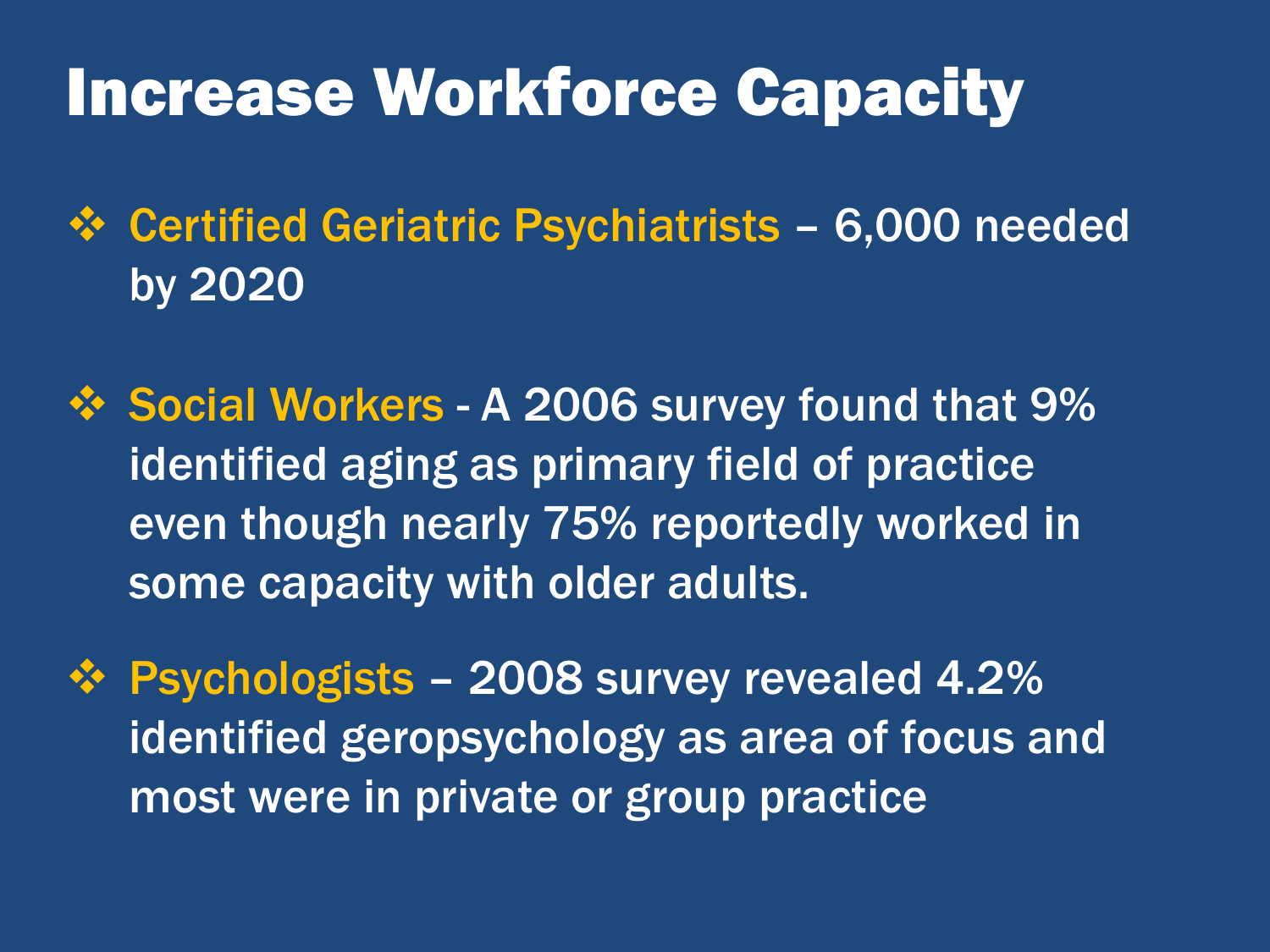# Increase Workforce Capacity

- **Certified Geriatric Psychiatrists** – 6,000 needed by 2020
- **Social Workers** - A 2006 survey found that 9% identified aging as primary field of practice even though nearly 75% reportedly worked in some capacity with older adults.
- **Psychologists** – 2008 survey revealed 4.2% identified geropsychology as area of focus and most were in private or group practice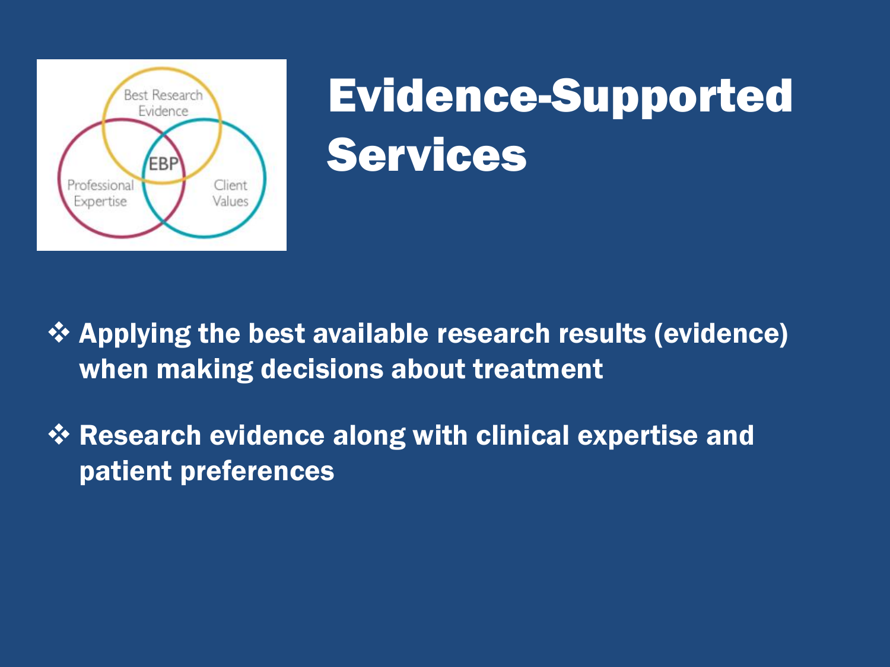# Evidence-Supported Services

- Applying the best available research results (evidence) when making decisions about treatment
- Research evidence along with clinical expertise and patient preferences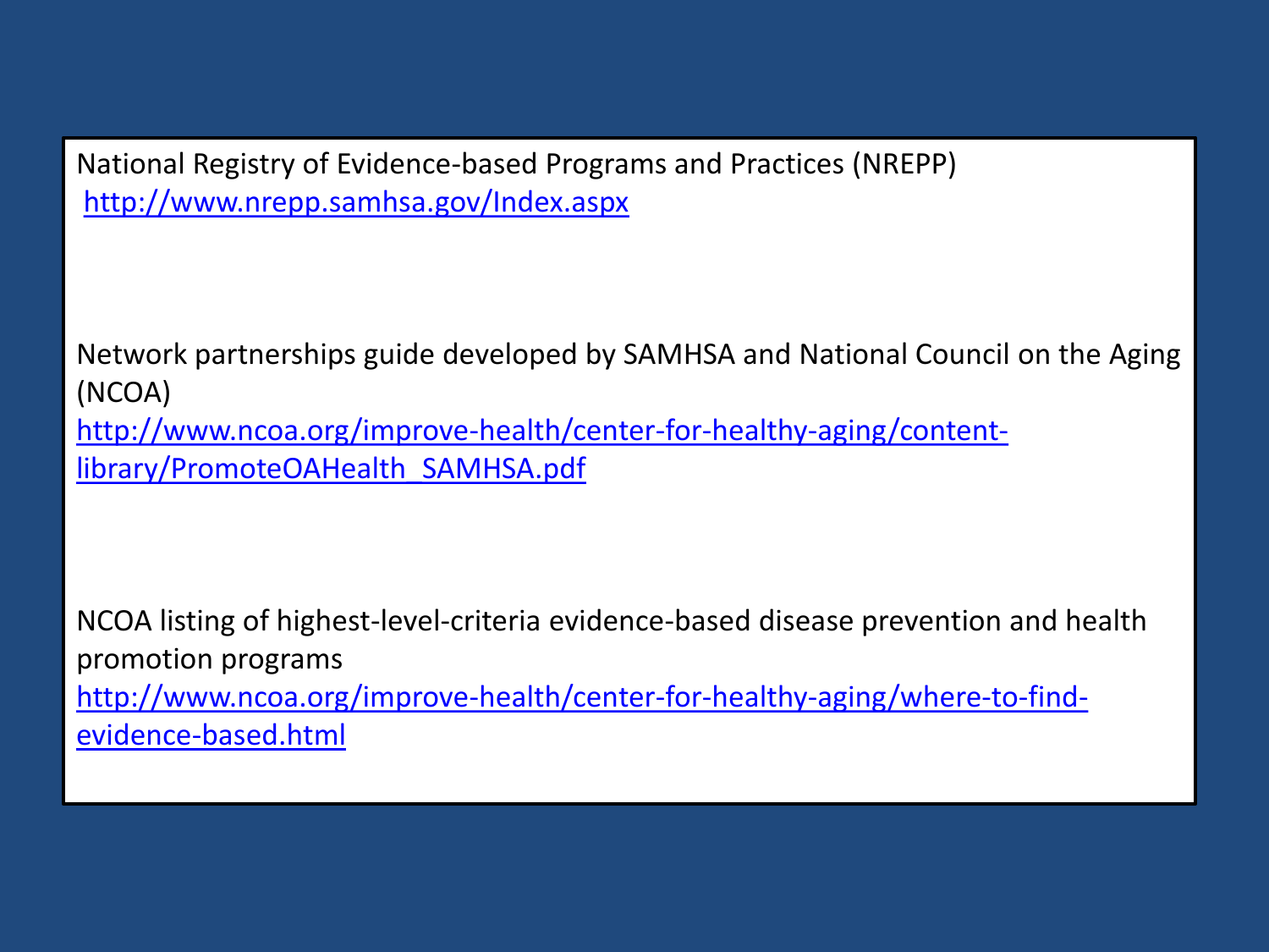National Registry of Evidence-based Programs and Practices (NREPP)
http://www.nrepp.samhsa.gov/Index.aspx

Network partnerships guide developed by SAMHSA and National Council on the Aging (NCOA)
http://www.ncoa.org/improve-health/center-for-healthy-aging/content-library/PromoteOAHealth_SAMHSA.pdf

NCOA listing of highest-level-criteria evidence-based disease prevention and health promotion programs
http://www.ncoa.org/improve-health/center-for-healthy-aging/where-to-find-evidence-based.html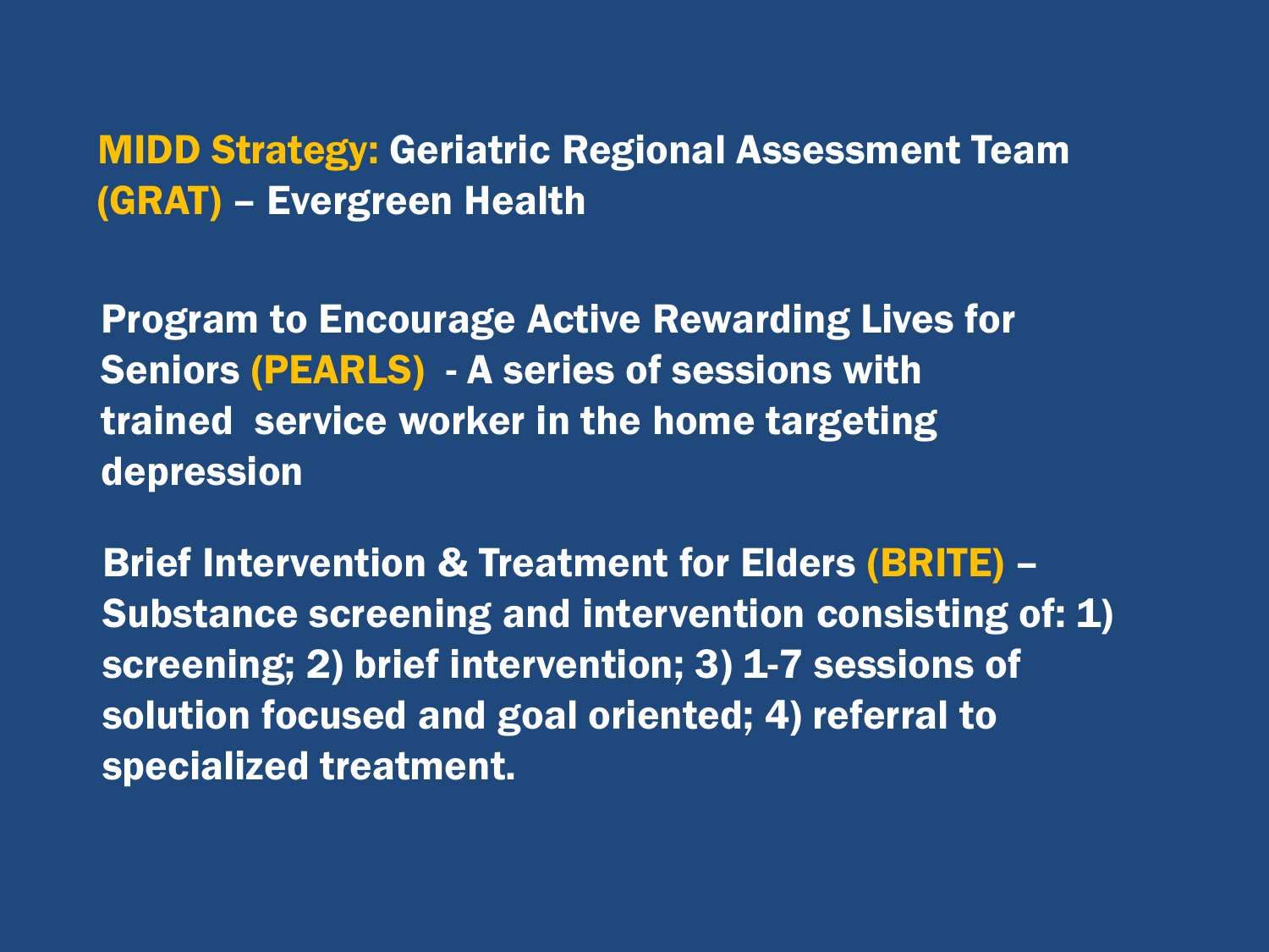## MIDD Strategy: Geriatric Regional Assessment Team (GRAT) – Evergreen Health

**Program to Encourage Active Rewarding Lives for Seniors (PEARLS) - A series of sessions with trained service worker in the home targeting depression**

**Brief Intervention & Treatment for Elders (BRITE) – Substance screening and intervention consisting of: 1) screening; 2) brief intervention; 3) 1-7 sessions of solution focused and goal oriented; 4) referral to specialized treatment.**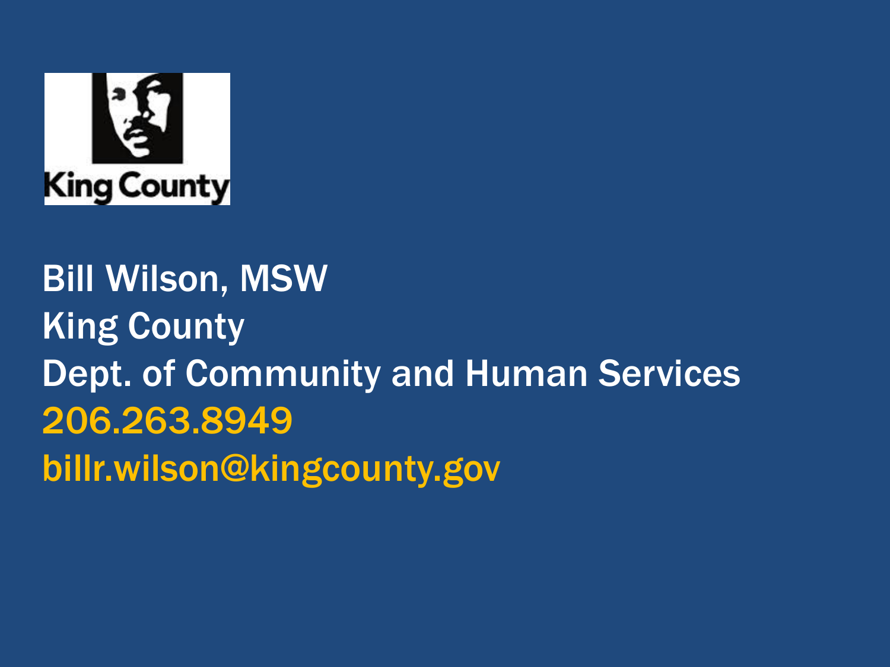King County

Bill Wilson, MSW
King County
Dept. of Community and Human Services
206.263.8949
billr.wilson@kingcounty.gov